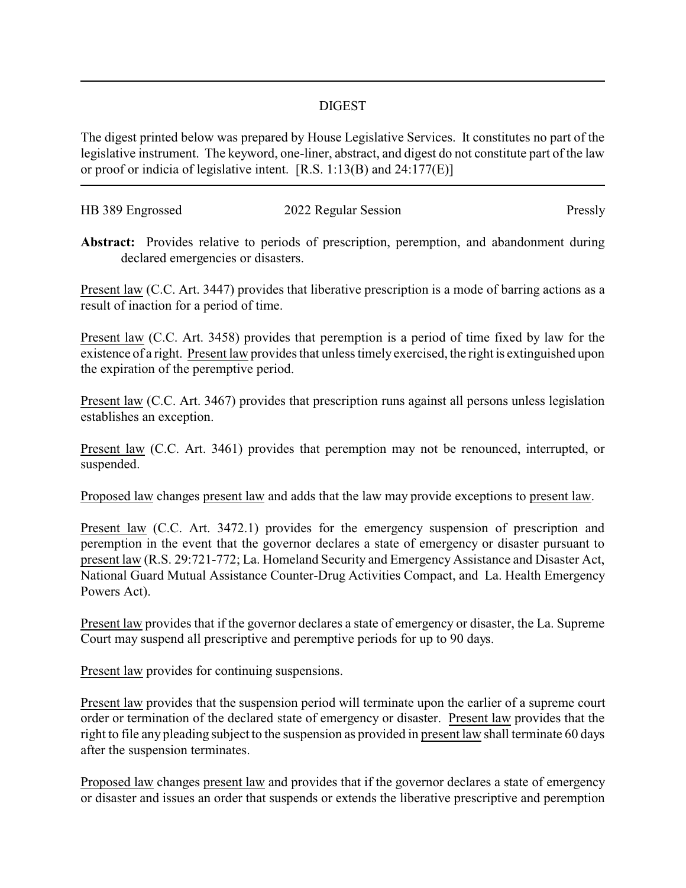# DIGEST

The digest printed below was prepared by House Legislative Services. It constitutes no part of the legislative instrument. The keyword, one-liner, abstract, and digest do not constitute part of the law or proof or indicia of legislative intent. [R.S. 1:13(B) and 24:177(E)]

HB 389 Engrossed 2022 Regular Session Pressly

**Abstract:** Provides relative to periods of prescription, peremption, and abandonment during declared emergencies or disasters.

Present law (C.C. Art. 3447) provides that liberative prescription is a mode of barring actions as a result of inaction for a period of time.

Present law (C.C. Art. 3458) provides that peremption is a period of time fixed by law for the existence of a right. Present law provides that unless timely exercised, the right is extinguished upon the expiration of the peremptive period.

Present law (C.C. Art. 3467) provides that prescription runs against all persons unless legislation establishes an exception.

Present law (C.C. Art. 3461) provides that peremption may not be renounced, interrupted, or suspended.

Proposed law changes present law and adds that the law may provide exceptions to present law.

Present law (C.C. Art. 3472.1) provides for the emergency suspension of prescription and peremption in the event that the governor declares a state of emergency or disaster pursuant to present law (R.S. 29:721-772; La. Homeland Security and Emergency Assistance and Disaster Act, National Guard Mutual Assistance Counter-Drug Activities Compact, and La. Health Emergency Powers Act).

Present law provides that if the governor declares a state of emergency or disaster, the La. Supreme Court may suspend all prescriptive and peremptive periods for up to 90 days.

Present law provides for continuing suspensions.

Present law provides that the suspension period will terminate upon the earlier of a supreme court order or termination of the declared state of emergency or disaster. Present law provides that the right to file any pleading subject to the suspension as provided in present law shall terminate 60 days after the suspension terminates.

Proposed law changes present law and provides that if the governor declares a state of emergency or disaster and issues an order that suspends or extends the liberative prescriptive and peremption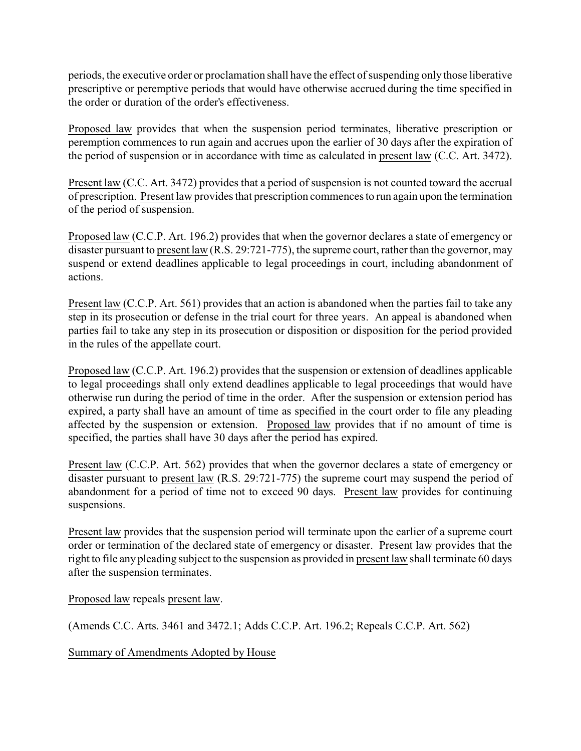periods, the executive order or proclamation shall have the effect of suspending only those liberative prescriptive or peremptive periods that would have otherwise accrued during the time specified in the order or duration of the order's effectiveness.

Proposed law provides that when the suspension period terminates, liberative prescription or peremption commences to run again and accrues upon the earlier of 30 days after the expiration of the period of suspension or in accordance with time as calculated in present law (C.C. Art. 3472).

Present law (C.C. Art. 3472) provides that a period of suspension is not counted toward the accrual of prescription. Present law provides that prescription commences to run again upon the termination of the period of suspension.

Proposed law (C.C.P. Art. 196.2) provides that when the governor declares a state of emergency or disaster pursuant to present law (R.S. 29:721-775), the supreme court, rather than the governor, may suspend or extend deadlines applicable to legal proceedings in court, including abandonment of actions.

Present law (C.C.P. Art. 561) provides that an action is abandoned when the parties fail to take any step in its prosecution or defense in the trial court for three years. An appeal is abandoned when parties fail to take any step in its prosecution or disposition or disposition for the period provided in the rules of the appellate court.

Proposed law (C.C.P. Art. 196.2) provides that the suspension or extension of deadlines applicable to legal proceedings shall only extend deadlines applicable to legal proceedings that would have otherwise run during the period of time in the order. After the suspension or extension period has expired, a party shall have an amount of time as specified in the court order to file any pleading affected by the suspension or extension. Proposed law provides that if no amount of time is specified, the parties shall have 30 days after the period has expired.

Present law (C.C.P. Art. 562) provides that when the governor declares a state of emergency or disaster pursuant to present law (R.S. 29:721-775) the supreme court may suspend the period of abandonment for a period of time not to exceed 90 days. Present law provides for continuing suspensions.

Present law provides that the suspension period will terminate upon the earlier of a supreme court order or termination of the declared state of emergency or disaster. Present law provides that the right to file any pleading subject to the suspension as provided in present law shall terminate 60 days after the suspension terminates.

Proposed law repeals present law.

(Amends C.C. Arts. 3461 and 3472.1; Adds C.C.P. Art. 196.2; Repeals C.C.P. Art. 562)

Summary of Amendments Adopted by House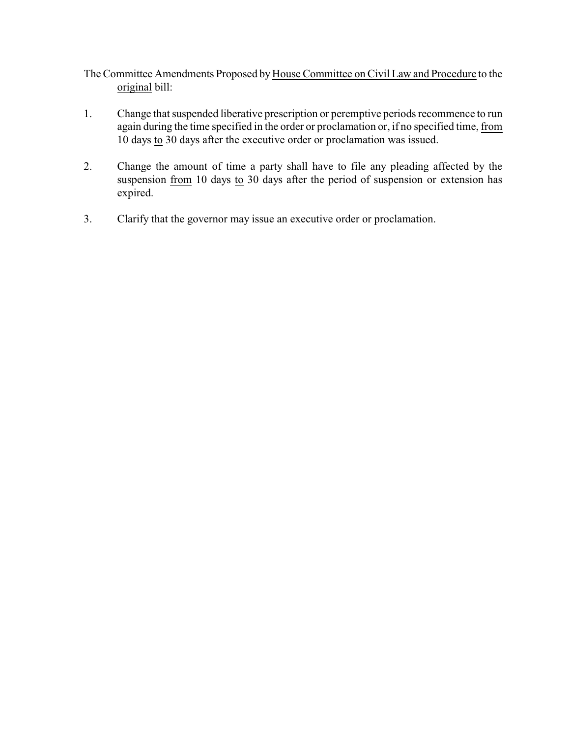The Committee Amendments Proposed by House Committee on Civil Law and Procedure to the original bill:

1. Change that suspended liberative prescription or peremptive periods recommence to run again during the time specified in the order or proclamation or, if no specified time, from 10 days to 30 days after the executive order or proclamation was issued.

2. Change the amount of time a party shall have to file any pleading affected by the suspension from 10 days to 30 days after the period of suspension or extension has expired.

3. Clarify that the governor may issue an executive order or proclamation.